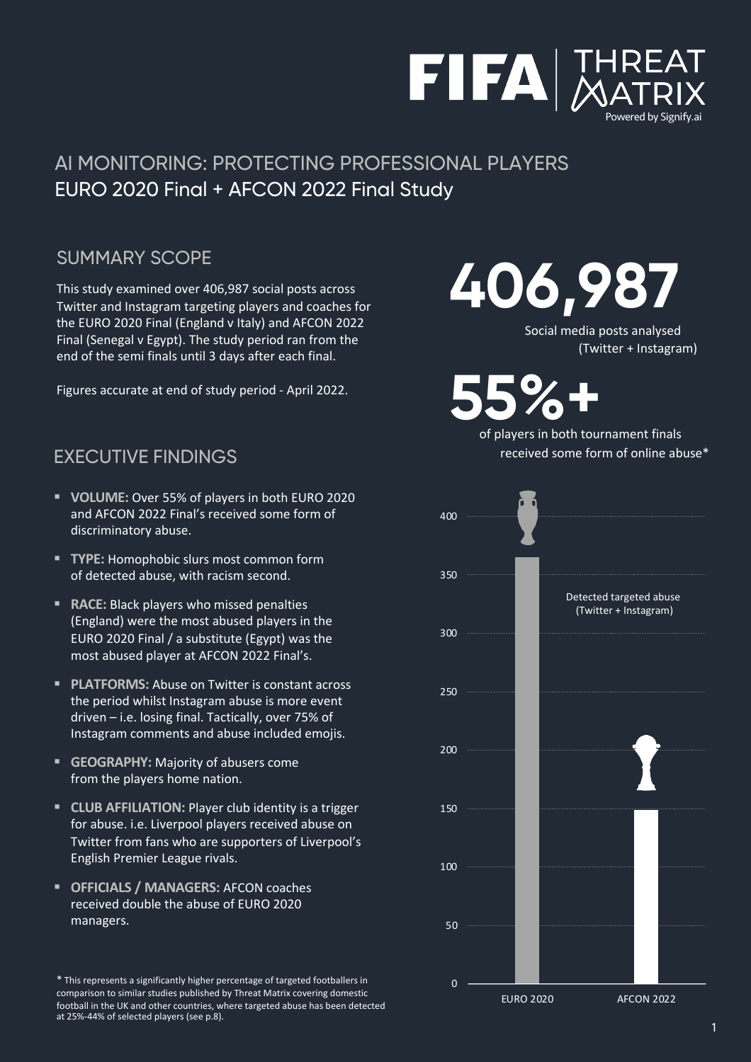FIFA | THREAT MATRIX
Powered by Signify.ai

# AI MONITORING: PROTECTING PROFESSIONAL PLAYERS

## EURO 2020 Final + AFCON 2022 Final Study

## SUMMARY SCOPE

This study examined over 406,987 social posts across Twitter and Instagram targeting players and coaches for the EURO 2020 Final (England v Italy) and AFCON 2022 Final (Senegal v Egypt). The study period ran from the end of the semi finals until 3 days after each final.

Figures accurate at end of study period - April 2022.

**406,987**

Social media posts analysed (Twitter + Instagram)

**55%+**

of players in both tournament finals received some form of online abuse*

## EXECUTIVE FINDINGS

- **VOLUME:** Over 55% of players in both EURO 2020 and AFCON 2022 Final's received some form of discriminatory abuse.
- **TYPE:** Homophobic slurs most common form of detected abuse, with racism second.
- **RACE:** Black players who missed penalties (England) were the most abused players in the EURO 2020 Final / a substitute (Egypt) was the most abused player at AFCON 2022 Final's.
- **PLATFORMS:** Abuse on Twitter is constant across the period whilst Instagram abuse is more event driven – i.e. losing final. Tactically, over 75% of Instagram comments and abuse included emojis.
- **GEOGRAPHY:** Majority of abusers come from the players home nation.
- **CLUB AFFILIATION:** Player club identity is a trigger for abuse. i.e. Liverpool players received abuse on Twitter from fans who are supporters of Liverpool's English Premier League rivals.
- **OFFICIALS / MANAGERS:** AFCON coaches received double the abuse of EURO 2020 managers.

Detected targeted abuse (Twitter + Instagram)

| Tournament | Detected targeted abuse (approx.) |
| --- | --- |
| EURO 2020 | ~365 |
| AFCON 2022 | ~150 |

* This represents a significantly higher percentage of targeted footballers in comparison to similar studies published by Threat Matrix covering domestic football in the UK and other countries, where targeted abuse has been detected at 25%-44% of selected players (see p.8).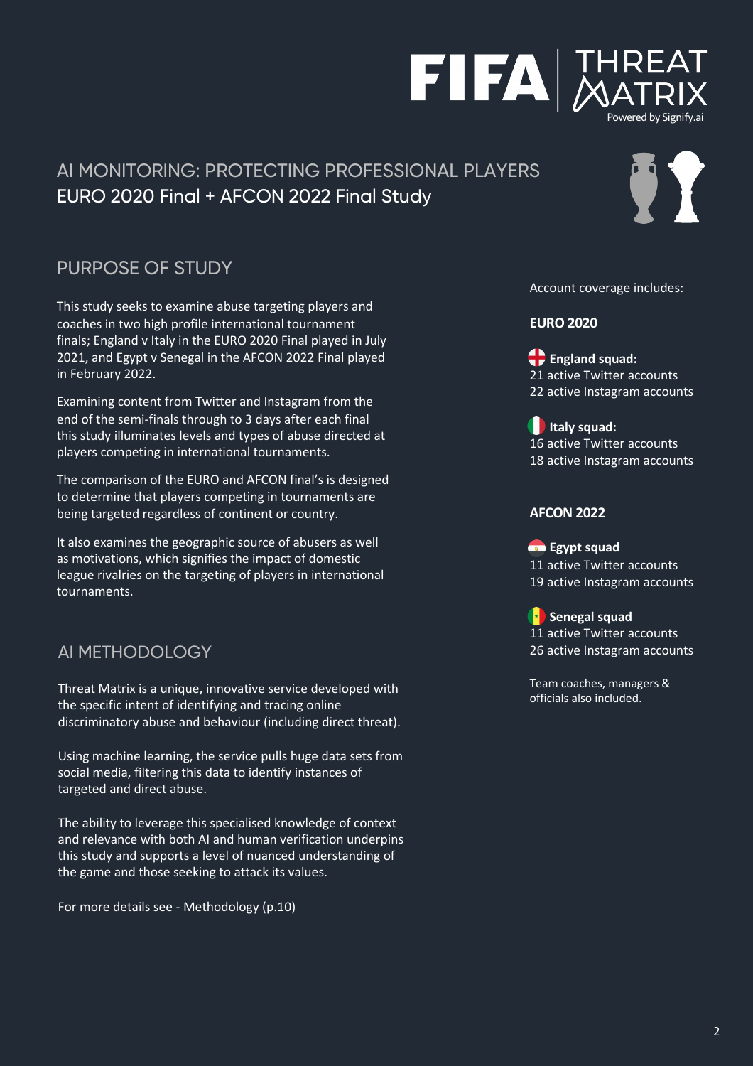FIFA | THREAT MATRIX
Powered by Signify.ai

# AI MONITORING: PROTECTING PROFESSIONAL PLAYERS
## EURO 2020 Final + AFCON 2022 Final Study

## PURPOSE OF STUDY

This study seeks to examine abuse targeting players and coaches in two high profile international tournament finals; England v Italy in the EURO 2020 Final played in July 2021, and Egypt v Senegal in the AFCON 2022 Final played in February 2022.

Examining content from Twitter and Instagram from the end of the semi-finals through to 3 days after each final this study illuminates levels and types of abuse directed at players competing in international tournaments.

The comparison of the EURO and AFCON final's is designed to determine that players competing in tournaments are being targeted regardless of continent or country.

It also examines the geographic source of abusers as well as motivations, which signifies the impact of domestic league rivalries on the targeting of players in international tournaments.

## AI METHODOLOGY

Threat Matrix is a unique, innovative service developed with the specific intent of identifying and tracing online discriminatory abuse and behaviour (including direct threat).

Using machine learning, the service pulls huge data sets from social media, filtering this data to identify instances of targeted and direct abuse.

The ability to leverage this specialised knowledge of context and relevance with both AI and human verification underpins this study and supports a level of nuanced understanding of the game and those seeking to attack its values.

For more details see - Methodology (p.10)

Account coverage includes:

**EURO 2020**

**England squad:**
21 active Twitter accounts
22 active Instagram accounts

**Italy squad:**
16 active Twitter accounts
18 active Instagram accounts

**AFCON 2022**

**Egypt squad**
11 active Twitter accounts
19 active Instagram accounts

**Senegal squad**
11 active Twitter accounts
26 active Instagram accounts

Team coaches, managers & officials also included.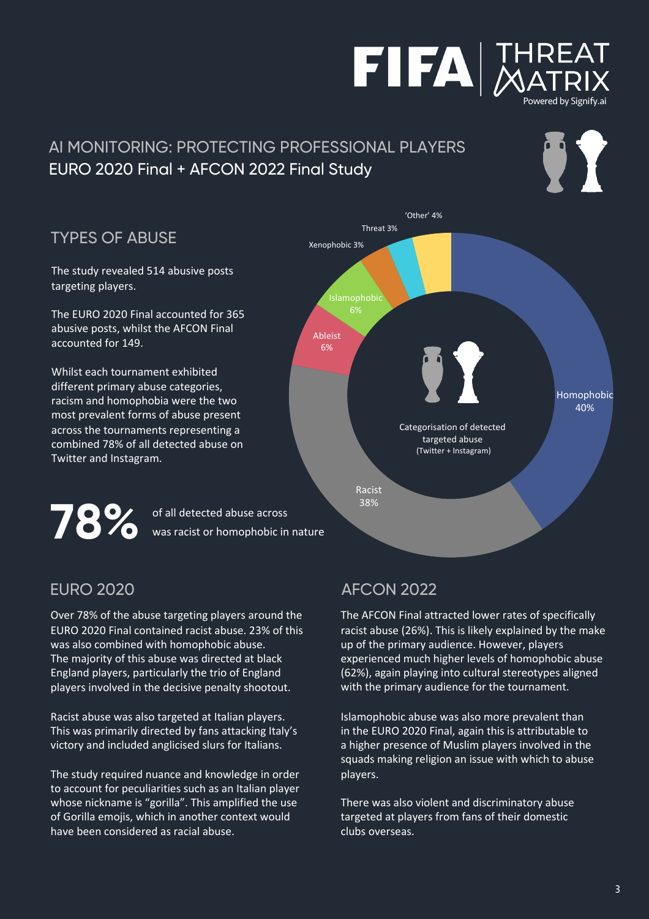# AI MONITORING: PROTECTING PROFESSIONAL PLAYERS

## EURO 2020 Final + AFCON 2022 Final Study

## TYPES OF ABUSE

The study revealed 514 abusive posts targeting players.

The EURO 2020 Final accounted for 365 abusive posts, whilst the AFCON Final accounted for 149.

Whilst each tournament exhibited different primary abuse categories, racism and homophobia were the two most prevalent forms of abuse present across the tournaments representing a combined 78% of all detected abuse on Twitter and Instagram.

Categorisation of detected targeted abuse (Twitter + Instagram)

| Category | Share |
| --- | --- |
| Homophobic | 40% |
| Racist | 38% |
| Ableist | 6% |
| Islamophobic | 6% |
| Xenophobic | 3% |
| Threat | 3% |
| 'Other' | 4% |

**78%** of all detected abuse across was racist or homophobic in nature

## EURO 2020

Over 78% of the abuse targeting players around the EURO 2020 Final contained racist abuse. 23% of this was also combined with homophobic abuse. The majority of this abuse was directed at black England players, particularly the trio of England players involved in the decisive penalty shootout.

Racist abuse was also targeted at Italian players. This was primarily directed by fans attacking Italy's victory and included anglicised slurs for Italians.

The study required nuance and knowledge in order to account for peculiarities such as an Italian player whose nickname is "gorilla". This amplified the use of Gorilla emojis, which in another context would have been considered as racial abuse.

## AFCON 2022

The AFCON Final attracted lower rates of specifically racist abuse (26%). This is likely explained by the make up of the primary audience. However, players experienced much higher levels of homophobic abuse (62%), again playing into cultural stereotypes aligned with the primary audience for the tournament.

Islamophobic abuse was also more prevalent than in the EURO 2020 Final, again this is attributable to a higher presence of Muslim players involved in the squads making religion an issue with which to abuse players.

There was also violent and discriminatory abuse targeted at players from fans of their domestic clubs overseas.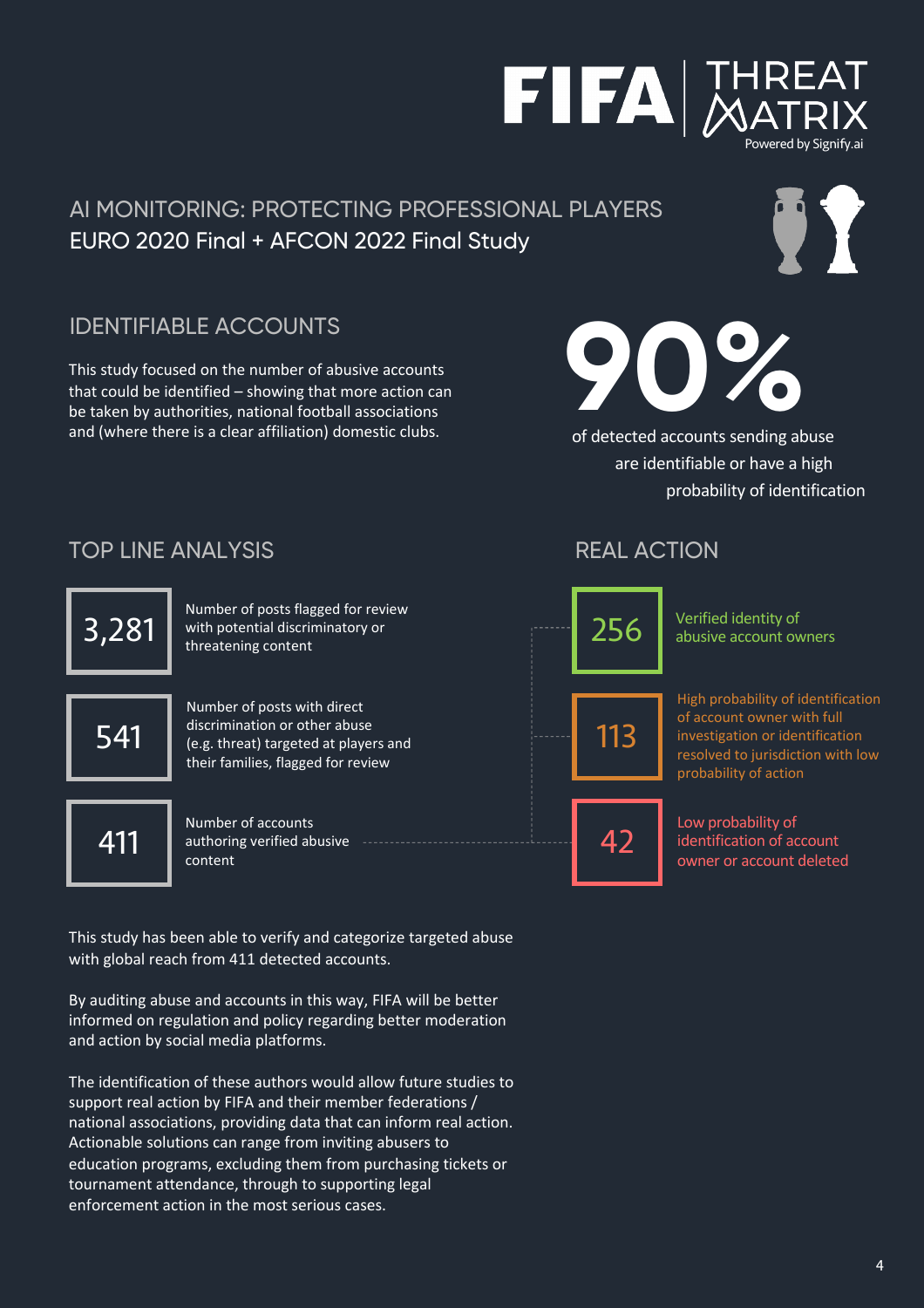FIFA | THREAT MATRIX
Powered by Signify.ai

# AI MONITORING: PROTECTING PROFESSIONAL PLAYERS

## EURO 2020 Final + AFCON 2022 Final Study

## IDENTIFIABLE ACCOUNTS

This study focused on the number of abusive accounts that could be identified – showing that more action can be taken by authorities, national football associations and (where there is a clear affiliation) domestic clubs.

**90%**

of detected accounts sending abuse are identifiable or have a high probability of identification

## TOP LINE ANALYSIS

**3,281** — Number of posts flagged for review with potential discriminatory or threatening content

**541** — Number of posts with direct discrimination or other abuse (e.g. threat) targeted at players and their families, flagged for review

**411** — Number of accounts authoring verified abusive content

## REAL ACTION

**256** — Verified identity of abusive account owners

**113** — High probability of identification of account owner with full investigation or identification resolved to jurisdiction with low probability of action

**42** — Low probability of identification of account owner or account deleted

This study has been able to verify and categorize targeted abuse with global reach from 411 detected accounts.

By auditing abuse and accounts in this way, FIFA will be better informed on regulation and policy regarding better moderation and action by social media platforms.

The identification of these authors would allow future studies to support real action by FIFA and their member federations / national associations, providing data that can inform real action. Actionable solutions can range from inviting abusers to education programs, excluding them from purchasing tickets or tournament attendance, through to supporting legal enforcement action in the most serious cases.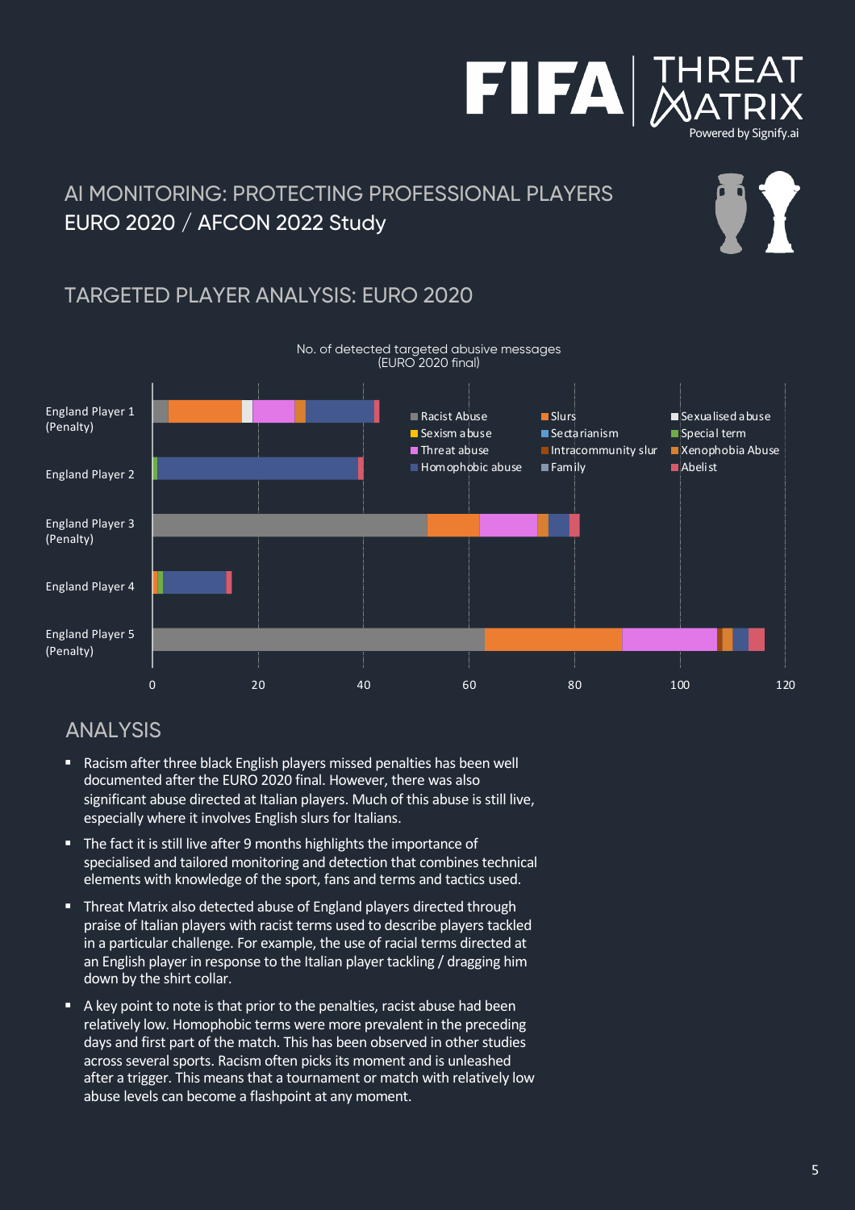# AI MONITORING: PROTECTING PROFESSIONAL PLAYERS

## EURO 2020 / AFCON 2022 Study

## TARGETED PLAYER ANALYSIS: EURO 2020

No. of detected targeted abusive messages (EURO 2020 final)

England Player 1 (Penalty)

England Player 2

England Player 3 (Penalty)

England Player 4

England Player 5 (Penalty)

0 20 40 60 80 100 120

Racist Abuse, Slurs, Sexualised abuse, Sexism abuse, Sectarianism, Special term, Threat abuse, Intracommunity slur, Xenophobia Abuse, Homophobic abuse, Family, Abelist

## ANALYSIS

- Racism after three black English players missed penalties has been well documented after the EURO 2020 final. However, there was also significant abuse directed at Italian players. Much of this abuse is still live, especially where it involves English slurs for Italians.
- The fact it is still live after 9 months highlights the importance of specialised and tailored monitoring and detection that combines technical elements with knowledge of the sport, fans and terms and tactics used.
- Threat Matrix also detected abuse of England players directed through praise of Italian players with racist terms used to describe players tackled in a particular challenge. For example, the use of racial terms directed at an English player in response to the Italian player tackling / dragging him down by the shirt collar.
- A key point to note is that prior to the penalties, racist abuse had been relatively low. Homophobic terms were more prevalent in the preceding days and first part of the match. This has been observed in other studies across several sports. Racism often picks its moment and is unleashed after a trigger. This means that a tournament or match with relatively low abuse levels can become a flashpoint at any moment.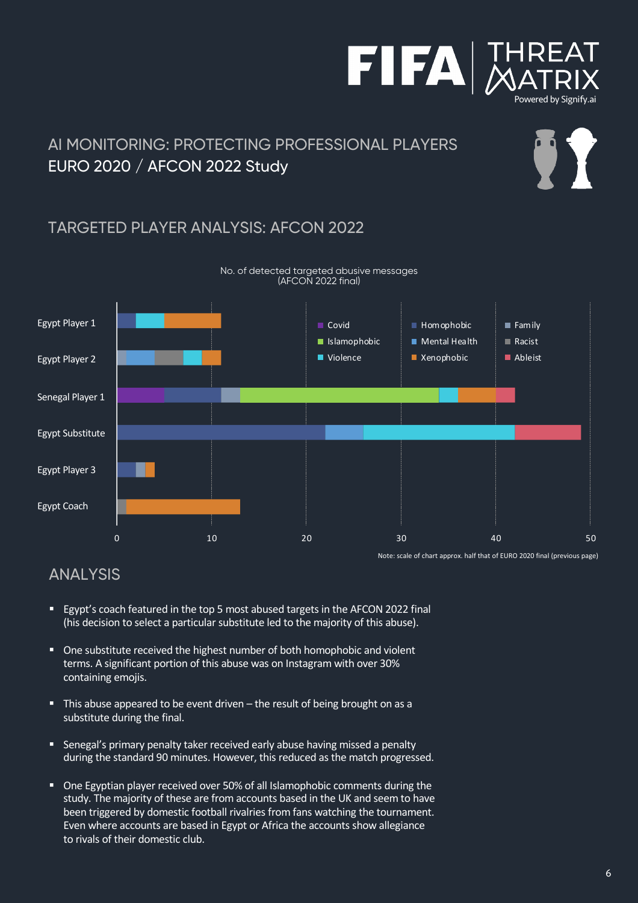# AI MONITORING: PROTECTING PROFESSIONAL PLAYERS

## EURO 2020 / AFCON 2022 Study

## TARGETED PLAYER ANALYSIS: AFCON 2022

No. of detected targeted abusive messages (AFCON 2022 final)

Note: scale of chart approx. half that of EURO 2020 final (previous page)

## ANALYSIS

- Egypt's coach featured in the top 5 most abused targets in the AFCON 2022 final (his decision to select a particular substitute led to the majority of this abuse).
- One substitute received the highest number of both homophobic and violent terms. A significant portion of this abuse was on Instagram with over 30% containing emojis.
- This abuse appeared to be event driven – the result of being brought on as a substitute during the final.
- Senegal's primary penalty taker received early abuse having missed a penalty during the standard 90 minutes. However, this reduced as the match progressed.
- One Egyptian player received over 50% of all Islamophobic comments during the study. The majority of these are from accounts based in the UK and seem to have been triggered by domestic football rivalries from fans watching the tournament. Even where accounts are based in Egypt or Africa the accounts show allegiance to rivals of their domestic club.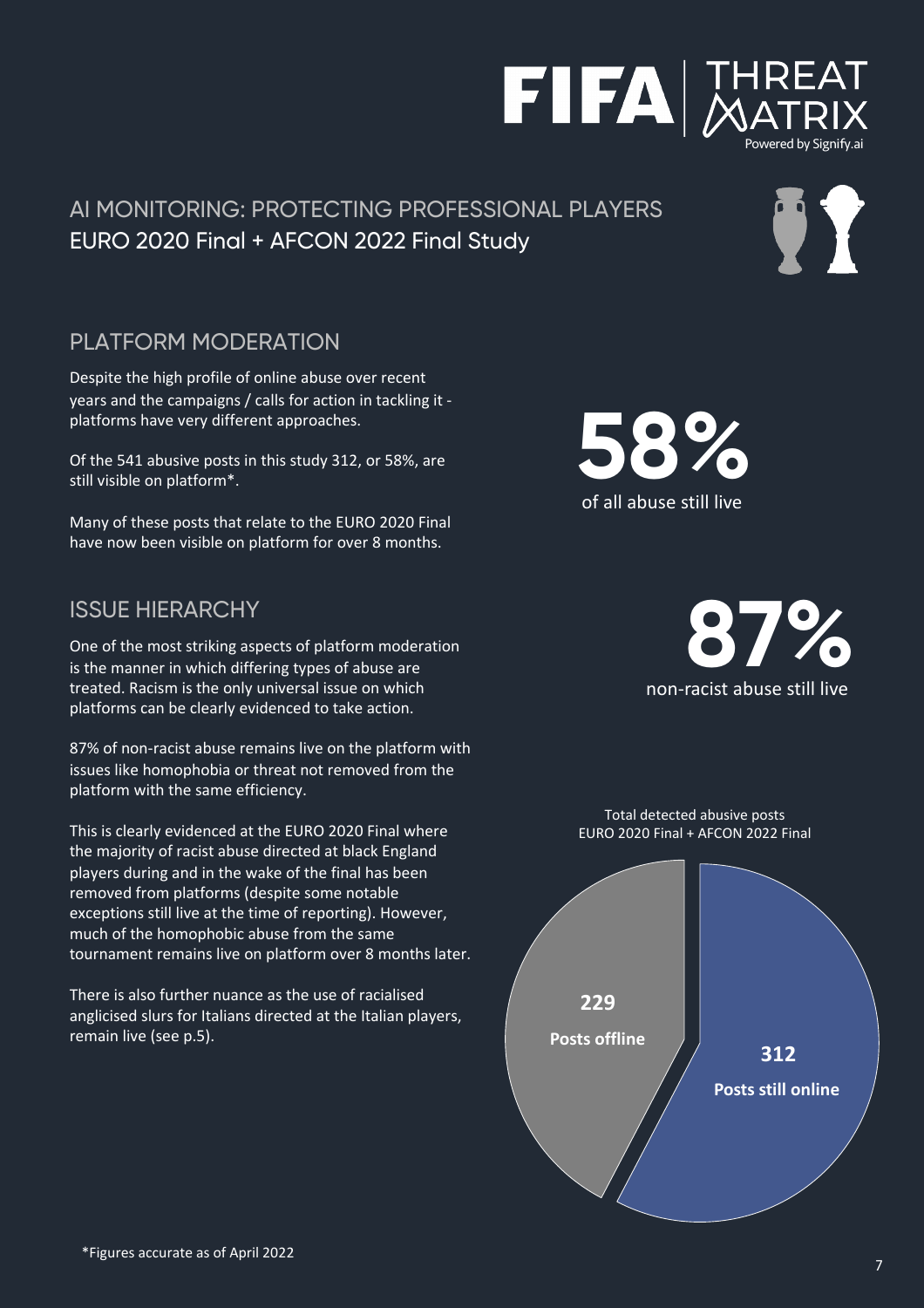FIFA | THREAT MATRIX
Powered by Signify.ai

# AI MONITORING: PROTECTING PROFESSIONAL PLAYERS
## EURO 2020 Final + AFCON 2022 Final Study

## PLATFORM MODERATION

Despite the high profile of online abuse over recent years and the campaigns / calls for action in tackling it - platforms have very different approaches.

Of the 541 abusive posts in this study 312, or 58%, are still visible on platform*.

Many of these posts that relate to the EURO 2020 Final have now been visible on platform for over 8 months.

**58%**
of all abuse still live

## ISSUE HIERARCHY

One of the most striking aspects of platform moderation is the manner in which differing types of abuse are treated. Racism is the only universal issue on which platforms can be clearly evidenced to take action.

87% of non-racist abuse remains live on the platform with issues like homophobia or threat not removed from the platform with the same efficiency.

This is clearly evidenced at the EURO 2020 Final where the majority of racist abuse directed at black England players during and in the wake of the final has been removed from platforms (despite some notable exceptions still live at the time of reporting). However, much of the homophobic abuse from the same tournament remains live on platform over 8 months later.

There is also further nuance as the use of racialised anglicised slurs for Italians directed at the Italian players, remain live (see p.5).

**87%**
non-racist abuse still live

Total detected abusive posts
EURO 2020 Final + AFCON 2022 Final

| Status | Posts |
| --- | --- |
| Posts offline | 229 |
| Posts still online | 312 |

*Figures accurate as of April 2022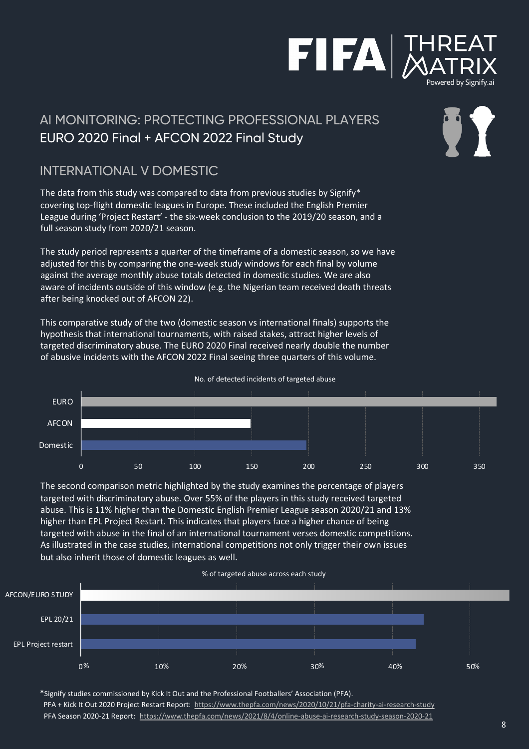# AI MONITORING: PROTECTING PROFESSIONAL PLAYERS

## EURO 2020 Final + AFCON 2022 Final Study

## INTERNATIONAL V DOMESTIC

The data from this study was compared to data from previous studies by Signify* covering top-flight domestic leagues in Europe. These included the English Premier League during 'Project Restart' - the six-week conclusion to the 2019/20 season, and a full season study from 2020/21 season.

The study period represents a quarter of the timeframe of a domestic season, so we have adjusted for this by comparing the one-week study windows for each final by volume against the average monthly abuse totals detected in domestic studies. We are also aware of incidents outside of this window (e.g. the Nigerian team received death threats after being knocked out of AFCON 22).

This comparative study of the two (domestic season vs international finals) supports the hypothesis that international tournaments, with raised stakes, attract higher levels of targeted discriminatory abuse. The EURO 2020 Final received nearly double the number of abusive incidents with the AFCON 2022 Final seeing three quarters of this volume.

No. of detected incidents of targeted abuse

| | |
|---|---|
| EURO | ~365 |
| AFCON | ~149 |
| Domestic | ~198 |

The second comparison metric highlighted by the study examines the percentage of players targeted with discriminatory abuse. Over 55% of the players in this study received targeted abuse. This is 11% higher than the Domestic English Premier League season 2020/21 and 13% higher than EPL Project Restart. This indicates that players face a higher chance of being targeted with abuse in the final of an international tournament verses domestic competitions. As illustrated in the case studies, international competitions not only trigger their own issues but also inherit those of domestic leagues as well.

% of targeted abuse across each study

| | |
|---|---|
| AFCON/EURO STUDY | ~55% |
| EPL 20/21 | ~44% |
| EPL Project restart | ~43% |

*Signify studies commissioned by Kick It Out and the Professional Footballers' Association (PFA).

PFA + Kick It Out 2020 Project Restart Report: https://www.thepfa.com/news/2020/10/21/pfa-charity-ai-research-study

PFA Season 2020-21 Report: https://www.thepfa.com/news/2021/8/4/online-abuse-ai-research-study-season-2020-21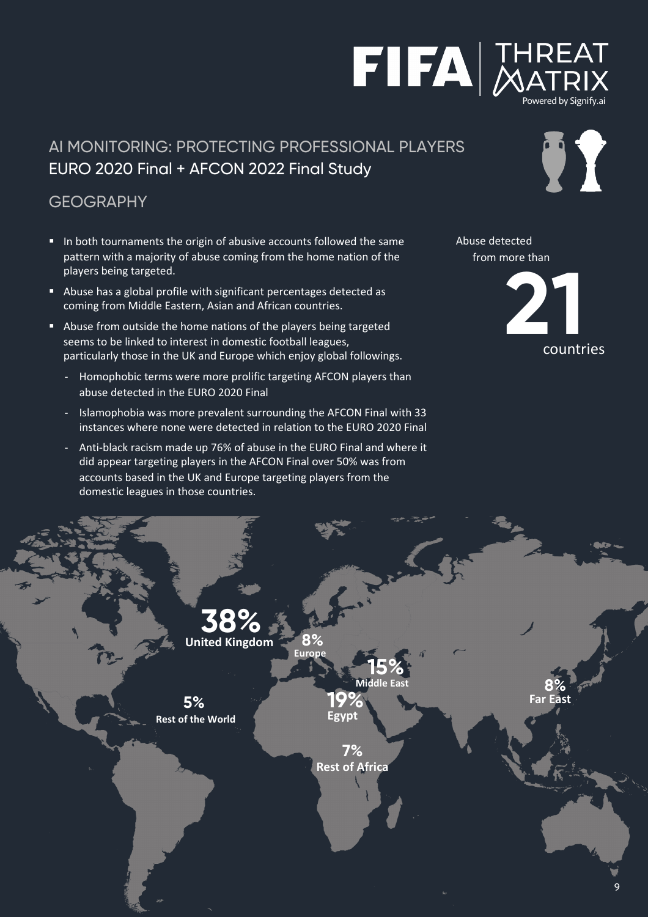## AI MONITORING: PROTECTING PROFESSIONAL PLAYERS

### EURO 2020 Final + AFCON 2022 Final Study

## GEOGRAPHY

- In both tournaments the origin of abusive accounts followed the same pattern with a majority of abuse coming from the home nation of the players being targeted.
- Abuse has a global profile with significant percentages detected as coming from Middle Eastern, Asian and African countries.
- Abuse from outside the home nations of the players being targeted seems to be linked to interest in domestic football leagues, particularly those in the UK and Europe which enjoy global followings.
  - Homophobic terms were more prolific targeting AFCON players than abuse detected in the EURO 2020 Final
  - Islamophobia was more prevalent surrounding the AFCON Final with 33 instances where none were detected in relation to the EURO 2020 Final
  - Anti-black racism made up 76% of abuse in the EURO Final and where it did appear targeting players in the AFCON Final over 50% was from accounts based in the UK and Europe targeting players from the domestic leagues in those countries.

Abuse detected from more than **21** countries

**38%** United Kingdom

**8%** Europe

**15%** Middle East

**19%** Egypt

**8%** Far East

**5%** Rest of the World

**7%** Rest of Africa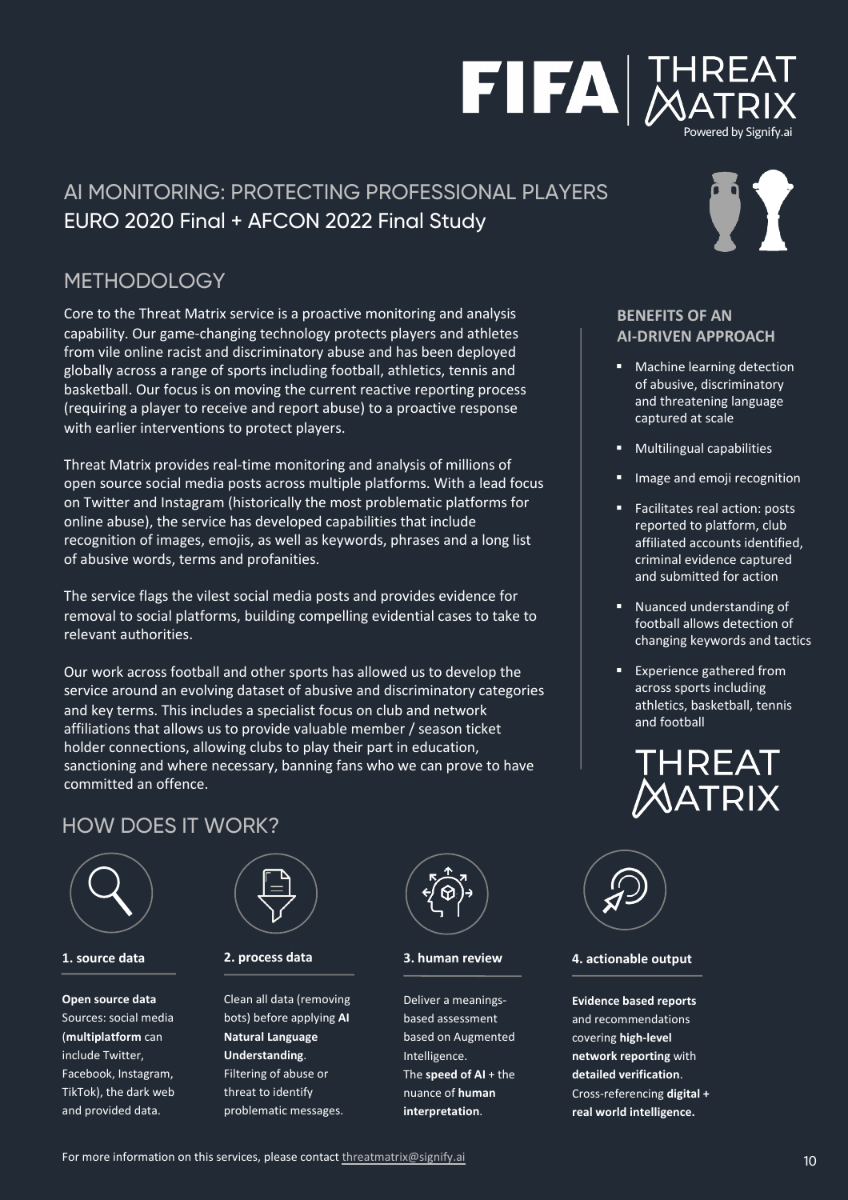FIFA | THREAT MATRIX
Powered by Signify.ai

## AI MONITORING: PROTECTING PROFESSIONAL PLAYERS
### EURO 2020 Final + AFCON 2022 Final Study

## METHODOLOGY

Core to the Threat Matrix service is a proactive monitoring and analysis capability. Our game-changing technology protects players and athletes from vile online racist and discriminatory abuse and has been deployed globally across a range of sports including football, athletics, tennis and basketball. Our focus is on moving the current reactive reporting process (requiring a player to receive and report abuse) to a proactive response with earlier interventions to protect players.

Threat Matrix provides real-time monitoring and analysis of millions of open source social media posts across multiple platforms. With a lead focus on Twitter and Instagram (historically the most problematic platforms for online abuse), the service has developed capabilities that include recognition of images, emojis, as well as keywords, phrases and a long list of abusive words, terms and profanities.

The service flags the vilest social media posts and provides evidence for removal to social platforms, building compelling evidential cases to take to relevant authorities.

Our work across football and other sports has allowed us to develop the service around an evolving dataset of abusive and discriminatory categories and key terms. This includes a specialist focus on club and network affiliations that allows us to provide valuable member / season ticket holder connections, allowing clubs to play their part in education, sanctioning and where necessary, banning fans who we can prove to have committed an offence.

### BENEFITS OF AN AI-DRIVEN APPROACH

- Machine learning detection of abusive, discriminatory and threatening language captured at scale
- Multilingual capabilities
- Image and emoji recognition
- Facilitates real action: posts reported to platform, club affiliated accounts identified, criminal evidence captured and submitted for action
- Nuanced understanding of football allows detection of changing keywords and tactics
- Experience gathered from across sports including athletics, basketball, tennis and football

THREAT MATRIX

## HOW DOES IT WORK?

**1. source data**

**Open source data**
Sources: social media (**multiplatform** can include Twitter, Facebook, Instagram, TikTok), the dark web and provided data.

**2. process data**

Clean all data (removing bots) before applying **AI Natural Language Understanding**. Filtering of abuse or threat to identify problematic messages.

**3. human review**

Deliver a meanings-based assessment based on Augmented Intelligence. The **speed of AI** + the nuance of **human interpretation**.

**4. actionable output**

**Evidence based reports** and recommendations covering **high-level network reporting** with **detailed verification**. Cross-referencing **digital + real world intelligence.**

For more information on this services, please contact threatmatrix@signify.ai